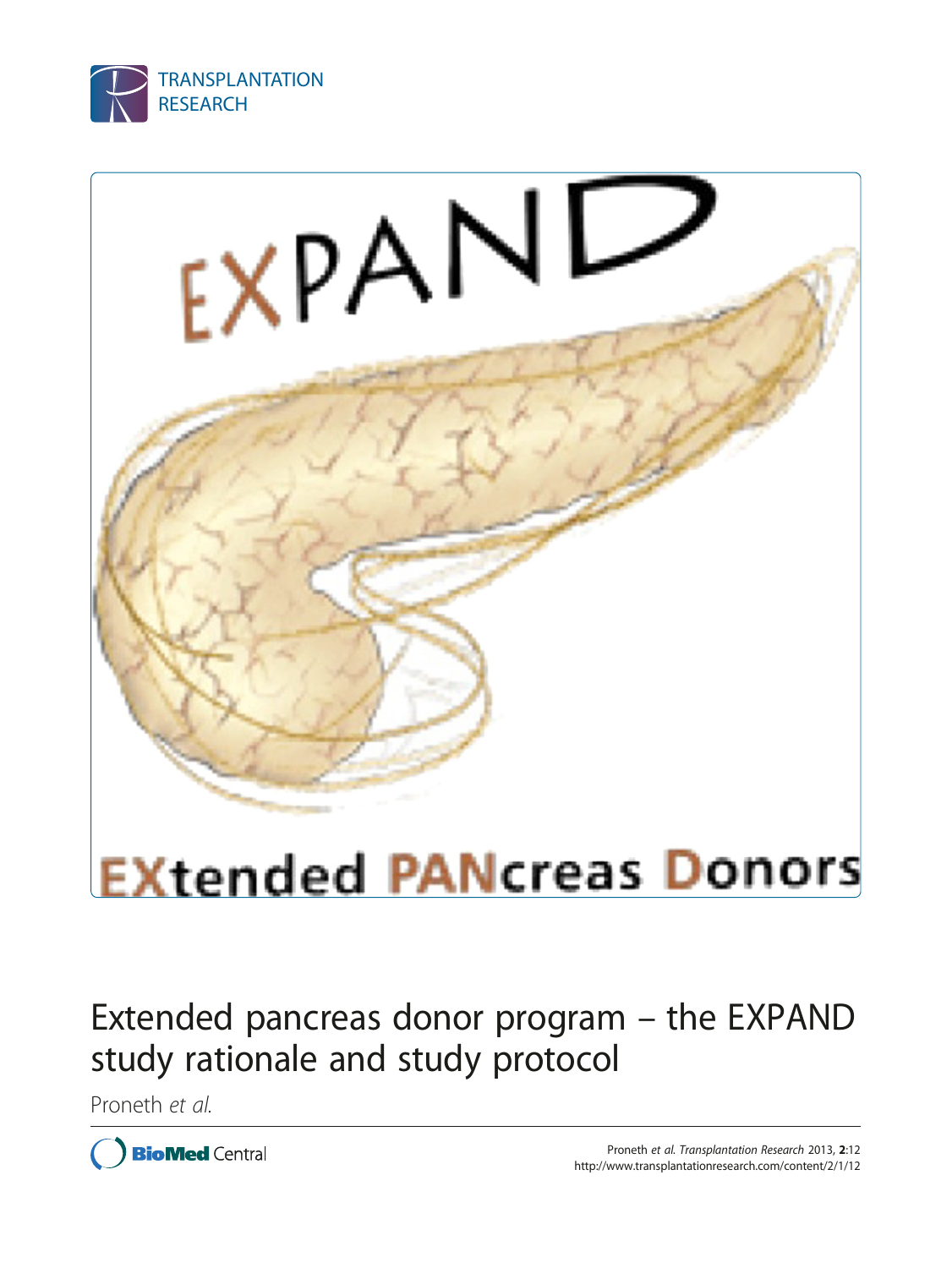# Extended pancreas donor program – the EXPAND study rationale and study protocol

Proneth *et al.*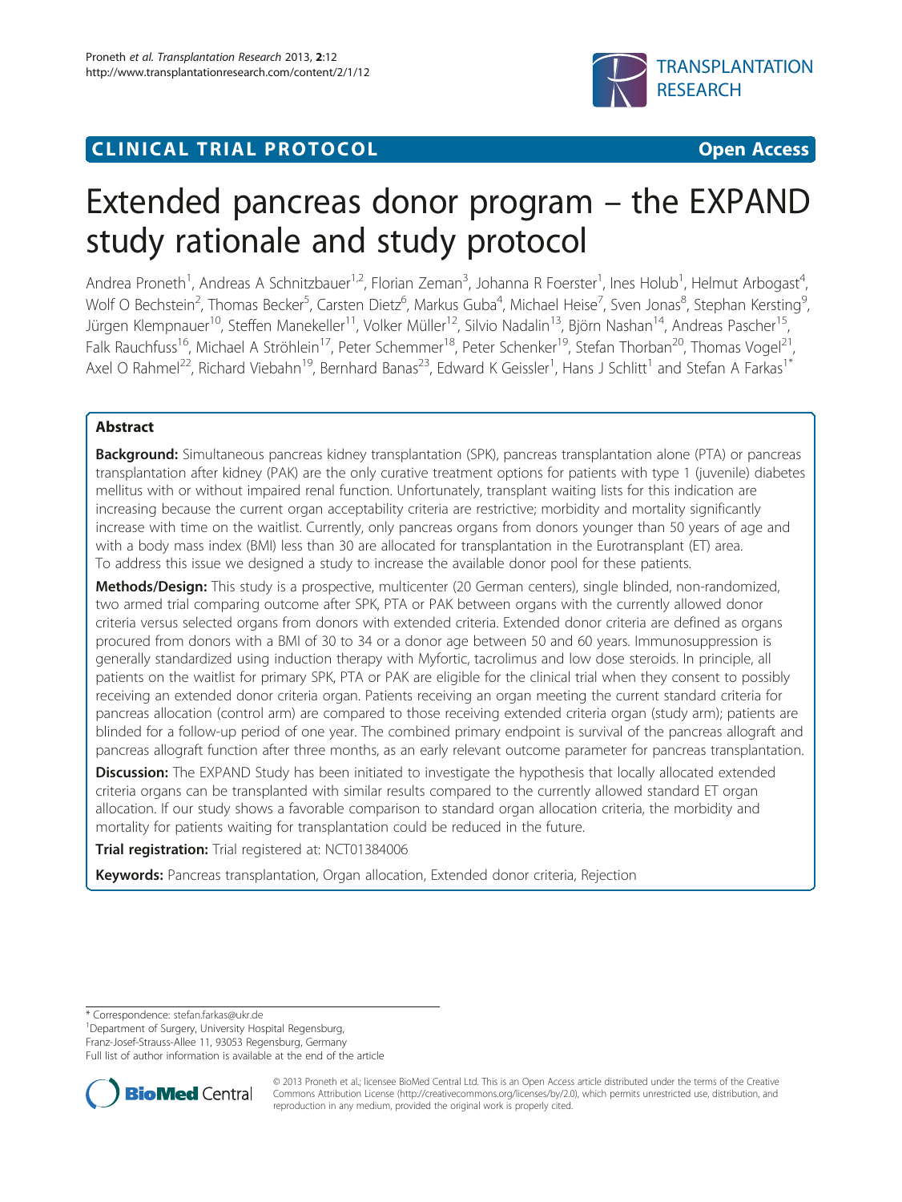# Extended pancreas donor program – the EXPAND study rationale and study protocol

Andrea Proneth[1], Andreas A Schnitzbauer[1,2], Florian Zeman[3], Johanna R Foerster[1], Ines Holub[1], Helmut Arbogast[4], Wolf O Bechstein[2], Thomas Becker[5], Carsten Dietz[6], Markus Guba[4], Michael Heise[7], Sven Jonas[8], Stephan Kersting[9], Jürgen Klempnauer[10], Steffen Manekeller[11], Volker Müller[12], Silvio Nadalin[13], Björn Nashan[14], Andreas Pascher[15], Falk Rauchfuss[16], Michael A Ströhlein[17], Peter Schemmer[18], Peter Schenker[19], Stefan Thorban[20], Thomas Vogel[21], Axel O Rahmel[22], Richard Viebahn[19], Bernhard Banas[23], Edward K Geissler[1], Hans J Schlitt[1] and Stefan A Farkas[1*]

## Abstract

**Background:** Simultaneous pancreas kidney transplantation (SPK), pancreas transplantation alone (PTA) or pancreas transplantation after kidney (PAK) are the only curative treatment options for patients with type 1 (juvenile) diabetes mellitus with or without impaired renal function. Unfortunately, transplant waiting lists for this indication are increasing because the current organ acceptability criteria are restrictive; morbidity and mortality significantly increase with time on the waitlist. Currently, only pancreas organs from donors younger than 50 years of age and with a body mass index (BMI) less than 30 are allocated for transplantation in the Eurotransplant (ET) area. To address this issue we designed a study to increase the available donor pool for these patients.

**Methods/Design:** This study is a prospective, multicenter (20 German centers), single blinded, non-randomized, two armed trial comparing outcome after SPK, PTA or PAK between organs with the currently allowed donor criteria versus selected organs from donors with extended criteria. Extended donor criteria are defined as organs procured from donors with a BMI of 30 to 34 or a donor age between 50 and 60 years. Immunosuppression is generally standardized using induction therapy with Myfortic, tacrolimus and low dose steroids. In principle, all patients on the waitlist for primary SPK, PTA or PAK are eligible for the clinical trial when they consent to possibly receiving an extended donor criteria organ. Patients receiving an organ meeting the current standard criteria for pancreas allocation (control arm) are compared to those receiving extended criteria organ (study arm); patients are blinded for a follow-up period of one year. The combined primary endpoint is survival of the pancreas allograft and pancreas allograft function after three months, as an early relevant outcome parameter for pancreas transplantation.

**Discussion:** The EXPAND Study has been initiated to investigate the hypothesis that locally allocated extended criteria organs can be transplanted with similar results compared to the currently allowed standard ET organ allocation. If our study shows a favorable comparison to standard organ allocation criteria, the morbidity and mortality for patients waiting for transplantation could be reduced in the future.

**Trial registration:** Trial registered at: NCT01384006

**Keywords:** Pancreas transplantation, Organ allocation, Extended donor criteria, Rejection

---

* Correspondence: stefan.farkas@ukr.de

[1]Department of Surgery, University Hospital Regensburg, Franz-Josef-Strauss-Allee 11, 93053 Regensburg, Germany

Full list of author information is available at the end of the article

© 2013 Proneth et al.; licensee BioMed Central Ltd. This is an Open Access article distributed under the terms of the Creative Commons Attribution License (http://creativecommons.org/licenses/by/2.0), which permits unrestricted use, distribution, and reproduction in any medium, provided the original work is properly cited.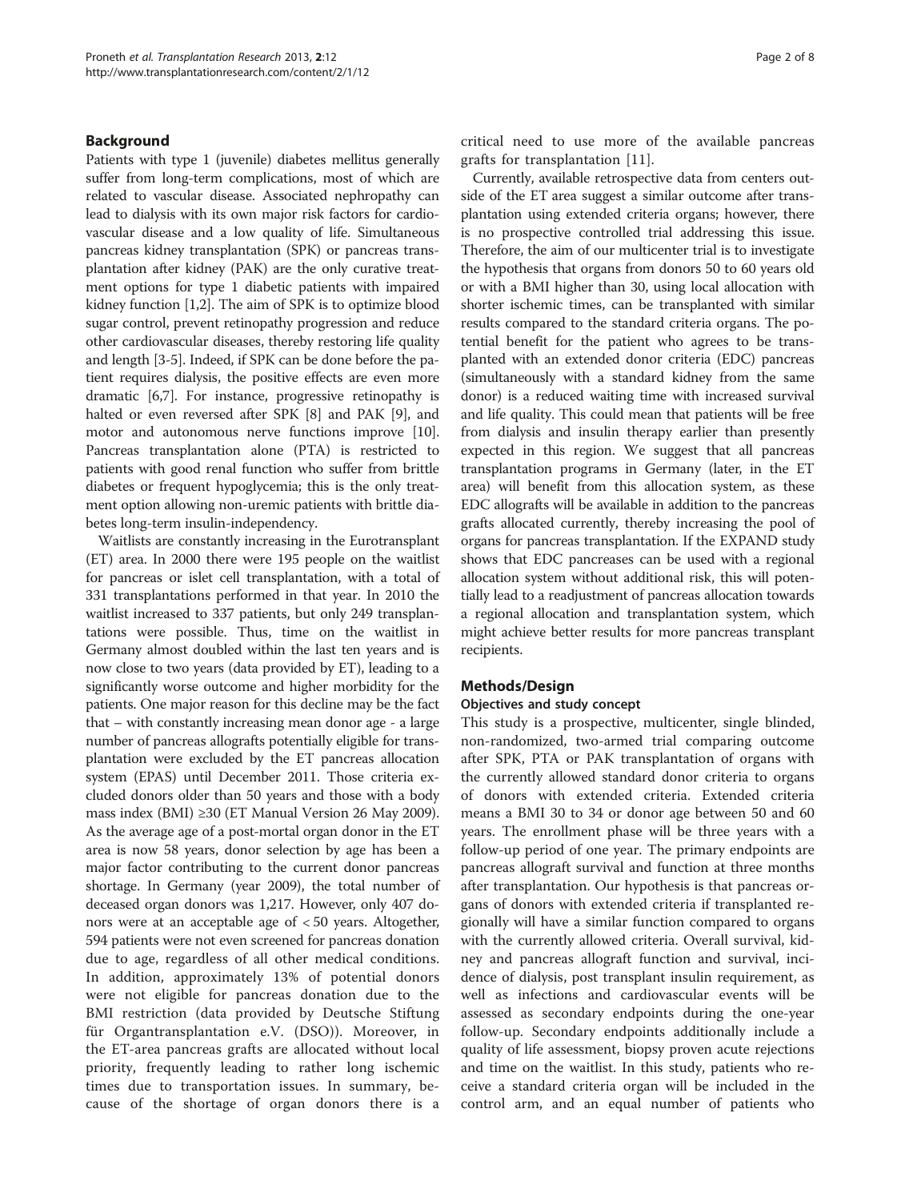## Background

Patients with type 1 (juvenile) diabetes mellitus generally suffer from long-term complications, most of which are related to vascular disease. Associated nephropathy can lead to dialysis with its own major risk factors for cardiovascular disease and a low quality of life. Simultaneous pancreas kidney transplantation (SPK) or pancreas transplantation after kidney (PAK) are the only curative treatment options for type 1 diabetic patients with impaired kidney function [1,2]. The aim of SPK is to optimize blood sugar control, prevent retinopathy progression and reduce other cardiovascular diseases, thereby restoring life quality and length [3-5]. Indeed, if SPK can be done before the patient requires dialysis, the positive effects are even more dramatic [6,7]. For instance, progressive retinopathy is halted or even reversed after SPK [8] and PAK [9], and motor and autonomous nerve functions improve [10]. Pancreas transplantation alone (PTA) is restricted to patients with good renal function who suffer from brittle diabetes or frequent hypoglycemia; this is the only treatment option allowing non-uremic patients with brittle diabetes long-term insulin-independency.

Waitlists are constantly increasing in the Eurotransplant (ET) area. In 2000 there were 195 people on the waitlist for pancreas or islet cell transplantation, with a total of 331 transplantations performed in that year. In 2010 the waitlist increased to 337 patients, but only 249 transplantations were possible. Thus, time on the waitlist in Germany almost doubled within the last ten years and is now close to two years (data provided by ET), leading to a significantly worse outcome and higher morbidity for the patients. One major reason for this decline may be the fact that – with constantly increasing mean donor age - a large number of pancreas allografts potentially eligible for transplantation were excluded by the ET pancreas allocation system (EPAS) until December 2011. Those criteria excluded donors older than 50 years and those with a body mass index (BMI) ≥30 (ET Manual Version 26 May 2009). As the average age of a post-mortal organ donor in the ET area is now 58 years, donor selection by age has been a major factor contributing to the current donor pancreas shortage. In Germany (year 2009), the total number of deceased organ donors was 1,217. However, only 407 donors were at an acceptable age of < 50 years. Altogether, 594 patients were not even screened for pancreas donation due to age, regardless of all other medical conditions. In addition, approximately 13% of potential donors were not eligible for pancreas donation due to the BMI restriction (data provided by Deutsche Stiftung für Organtransplantation e.V. (DSO)). Moreover, in the ET-area pancreas grafts are allocated without local priority, frequently leading to rather long ischemic times due to transportation issues. In summary, because of the shortage of organ donors there is a critical need to use more of the available pancreas grafts for transplantation [11].

Currently, available retrospective data from centers outside of the ET area suggest a similar outcome after transplantation using extended criteria organs; however, there is no prospective controlled trial addressing this issue. Therefore, the aim of our multicenter trial is to investigate the hypothesis that organs from donors 50 to 60 years old or with a BMI higher than 30, using local allocation with shorter ischemic times, can be transplanted with similar results compared to the standard criteria organs. The potential benefit for the patient who agrees to be transplanted with an extended donor criteria (EDC) pancreas (simultaneously with a standard kidney from the same donor) is a reduced waiting time with increased survival and life quality. This could mean that patients will be free from dialysis and insulin therapy earlier than presently expected in this region. We suggest that all pancreas transplantation programs in Germany (later, in the ET area) will benefit from this allocation system, as these EDC allografts will be available in addition to the pancreas grafts allocated currently, thereby increasing the pool of organs for pancreas transplantation. If the EXPAND study shows that EDC pancreases can be used with a regional allocation system without additional risk, this will potentially lead to a readjustment of pancreas allocation towards a regional allocation and transplantation system, which might achieve better results for more pancreas transplant recipients.

## Methods/Design

### Objectives and study concept

This study is a prospective, multicenter, single blinded, non-randomized, two-armed trial comparing outcome after SPK, PTA or PAK transplantation of organs with the currently allowed standard donor criteria to organs of donors with extended criteria. Extended criteria means a BMI 30 to 34 or donor age between 50 and 60 years. The enrollment phase will be three years with a follow-up period of one year. The primary endpoints are pancreas allograft survival and function at three months after transplantation. Our hypothesis is that pancreas organs of donors with extended criteria if transplanted regionally will have a similar function compared to organs with the currently allowed criteria. Overall survival, kidney and pancreas allograft function and survival, incidence of dialysis, post transplant insulin requirement, as well as infections and cardiovascular events will be assessed as secondary endpoints during the one-year follow-up. Secondary endpoints additionally include a quality of life assessment, biopsy proven acute rejections and time on the waitlist. In this study, patients who receive a standard criteria organ will be included in the control arm, and an equal number of patients who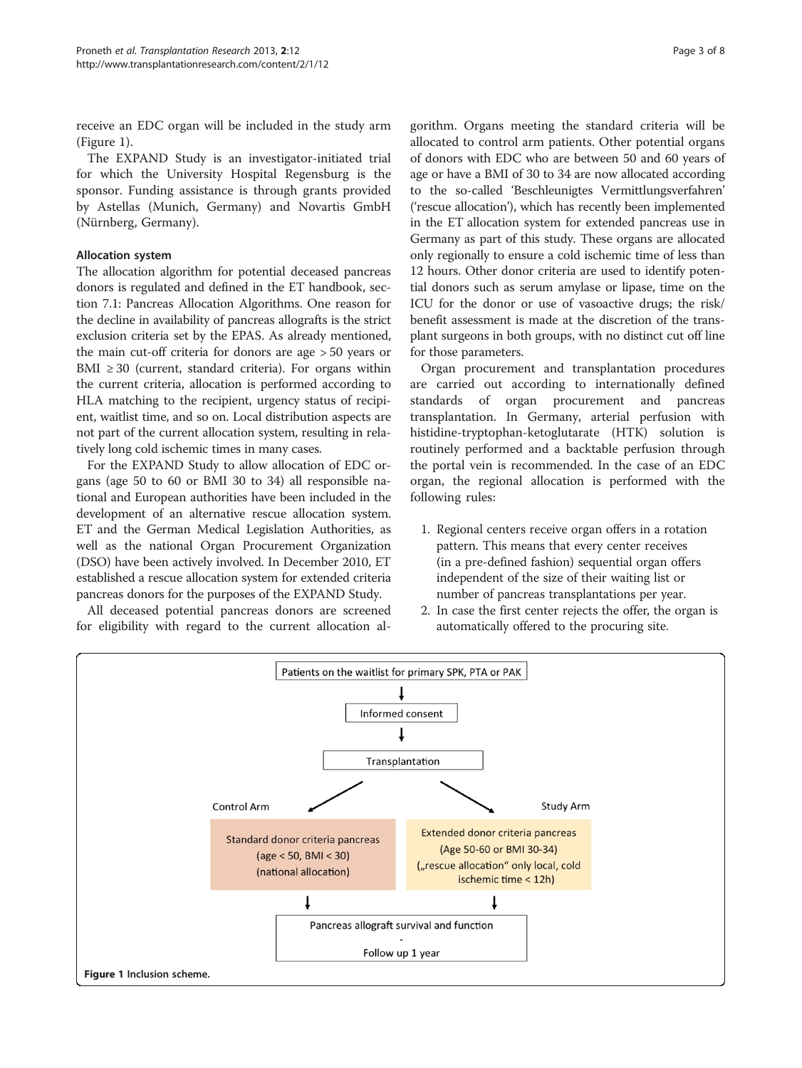receive an EDC organ will be included in the study arm (Figure 1).

The EXPAND Study is an investigator-initiated trial for which the University Hospital Regensburg is the sponsor. Funding assistance is through grants provided by Astellas (Munich, Germany) and Novartis GmbH (Nürnberg, Germany).

### Allocation system

The allocation algorithm for potential deceased pancreas donors is regulated and defined in the ET handbook, section 7.1: Pancreas Allocation Algorithms. One reason for the decline in availability of pancreas allografts is the strict exclusion criteria set by the EPAS. As already mentioned, the main cut-off criteria for donors are age > 50 years or BMI ≥ 30 (current, standard criteria). For organs within the current criteria, allocation is performed according to HLA matching to the recipient, urgency status of recipient, waitlist time, and so on. Local distribution aspects are not part of the current allocation system, resulting in relatively long cold ischemic times in many cases.

For the EXPAND Study to allow allocation of EDC organs (age 50 to 60 or BMI 30 to 34) all responsible national and European authorities have been included in the development of an alternative rescue allocation system. ET and the German Medical Legislation Authorities, as well as the national Organ Procurement Organization (DSO) have been actively involved. In December 2010, ET established a rescue allocation system for extended criteria pancreas donors for the purposes of the EXPAND Study.

All deceased potential pancreas donors are screened for eligibility with regard to the current allocation algorithm. Organs meeting the standard criteria will be allocated to control arm patients. Other potential organs of donors with EDC who are between 50 and 60 years of age or have a BMI of 30 to 34 are now allocated according to the so-called 'Beschleunigtes Vermittlungsverfahren' ('rescue allocation'), which has recently been implemented in the ET allocation system for extended pancreas use in Germany as part of this study. These organs are allocated only regionally to ensure a cold ischemic time of less than 12 hours. Other donor criteria are used to identify potential donors such as serum amylase or lipase, time on the ICU for the donor or use of vasoactive drugs; the risk/benefit assessment is made at the discretion of the transplant surgeons in both groups, with no distinct cut off line for those parameters.

Organ procurement and transplantation procedures are carried out according to internationally defined standards of organ procurement and pancreas transplantation. In Germany, arterial perfusion with histidine-tryptophan-ketoglutarate (HTK) solution is routinely performed and a backtable perfusion through the portal vein is recommended. In the case of an EDC organ, the regional allocation is performed with the following rules:

1. Regional centers receive organ offers in a rotation pattern. This means that every center receives (in a pre-defined fashion) sequential organ offers independent of the size of their waiting list or number of pancreas transplantations per year.
2. In case the first center rejects the offer, the organ is automatically offered to the procuring site.

Patients on the waitlist for primary SPK, PTA or PAK → Informed consent → Transplantation

Control Arm: Standard donor criteria pancreas (age < 50, BMI < 30) (national allocation)

Study Arm: Extended donor criteria pancreas (Age 50-60 or BMI 30-34) („rescue allocation" only local, cold ischemic time < 12h)

→ Pancreas allograft survival and function - Follow up 1 year

**Figure 1** Inclusion scheme.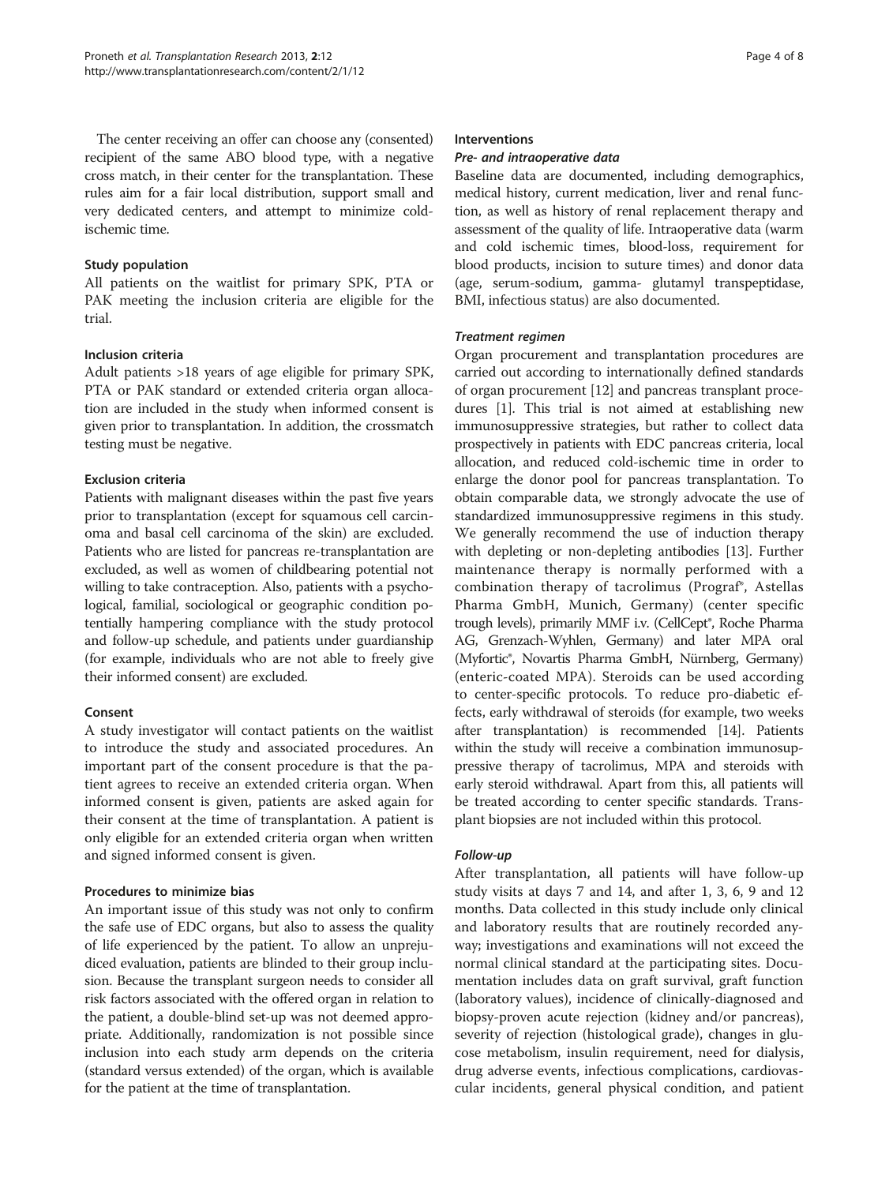The center receiving an offer can choose any (consented) recipient of the same ABO blood type, with a negative cross match, in their center for the transplantation. These rules aim for a fair local distribution, support small and very dedicated centers, and attempt to minimize cold-ischemic time.

### Study population

All patients on the waitlist for primary SPK, PTA or PAK meeting the inclusion criteria are eligible for the trial.

### Inclusion criteria

Adult patients >18 years of age eligible for primary SPK, PTA or PAK standard or extended criteria organ allocation are included in the study when informed consent is given prior to transplantation. In addition, the crossmatch testing must be negative.

### Exclusion criteria

Patients with malignant diseases within the past five years prior to transplantation (except for squamous cell carcinoma and basal cell carcinoma of the skin) are excluded. Patients who are listed for pancreas re-transplantation are excluded, as well as women of childbearing potential not willing to take contraception. Also, patients with a psychological, familial, sociological or geographic condition potentially hampering compliance with the study protocol and follow-up schedule, and patients under guardianship (for example, individuals who are not able to freely give their informed consent) are excluded.

### Consent

A study investigator will contact patients on the waitlist to introduce the study and associated procedures. An important part of the consent procedure is that the patient agrees to receive an extended criteria organ. When informed consent is given, patients are asked again for their consent at the time of transplantation. A patient is only eligible for an extended criteria organ when written and signed informed consent is given.

### Procedures to minimize bias

An important issue of this study was not only to confirm the safe use of EDC organs, but also to assess the quality of life experienced by the patient. To allow an unprejudiced evaluation, patients are blinded to their group inclusion. Because the transplant surgeon needs to consider all risk factors associated with the offered organ in relation to the patient, a double-blind set-up was not deemed appropriate. Additionally, randomization is not possible since inclusion into each study arm depends on the criteria (standard versus extended) of the organ, which is available for the patient at the time of transplantation.

### Interventions

#### *Pre- and intraoperative data*

Baseline data are documented, including demographics, medical history, current medication, liver and renal function, as well as history of renal replacement therapy and assessment of the quality of life. Intraoperative data (warm and cold ischemic times, blood-loss, requirement for blood products, incision to suture times) and donor data (age, serum-sodium, gamma- glutamyl transpeptidase, BMI, infectious status) are also documented.

#### *Treatment regimen*

Organ procurement and transplantation procedures are carried out according to internationally defined standards of organ procurement [12] and pancreas transplant procedures [1]. This trial is not aimed at establishing new immunosuppressive strategies, but rather to collect data prospectively in patients with EDC pancreas criteria, local allocation, and reduced cold-ischemic time in order to enlarge the donor pool for pancreas transplantation. To obtain comparable data, we strongly advocate the use of standardized immunosuppressive regimens in this study. We generally recommend the use of induction therapy with depleting or non-depleting antibodies [13]. Further maintenance therapy is normally performed with a combination therapy of tacrolimus (Prograf®, Astellas Pharma GmbH, Munich, Germany) (center specific trough levels), primarily MMF i.v. (CellCept®, Roche Pharma AG, Grenzach-Wyhlen, Germany) and later MPA oral (Myfortic®, Novartis Pharma GmbH, Nürnberg, Germany) (enteric-coated MPA). Steroids can be used according to center-specific protocols. To reduce pro-diabetic effects, early withdrawal of steroids (for example, two weeks after transplantation) is recommended [14]. Patients within the study will receive a combination immunosuppressive therapy of tacrolimus, MPA and steroids with early steroid withdrawal. Apart from this, all patients will be treated according to center specific standards. Transplant biopsies are not included within this protocol.

#### *Follow-up*

After transplantation, all patients will have follow-up study visits at days 7 and 14, and after 1, 3, 6, 9 and 12 months. Data collected in this study include only clinical and laboratory results that are routinely recorded anyway; investigations and examinations will not exceed the normal clinical standard at the participating sites. Documentation includes data on graft survival, graft function (laboratory values), incidence of clinically-diagnosed and biopsy-proven acute rejection (kidney and/or pancreas), severity of rejection (histological grade), changes in glucose metabolism, insulin requirement, need for dialysis, drug adverse events, infectious complications, cardiovascular incidents, general physical condition, and patient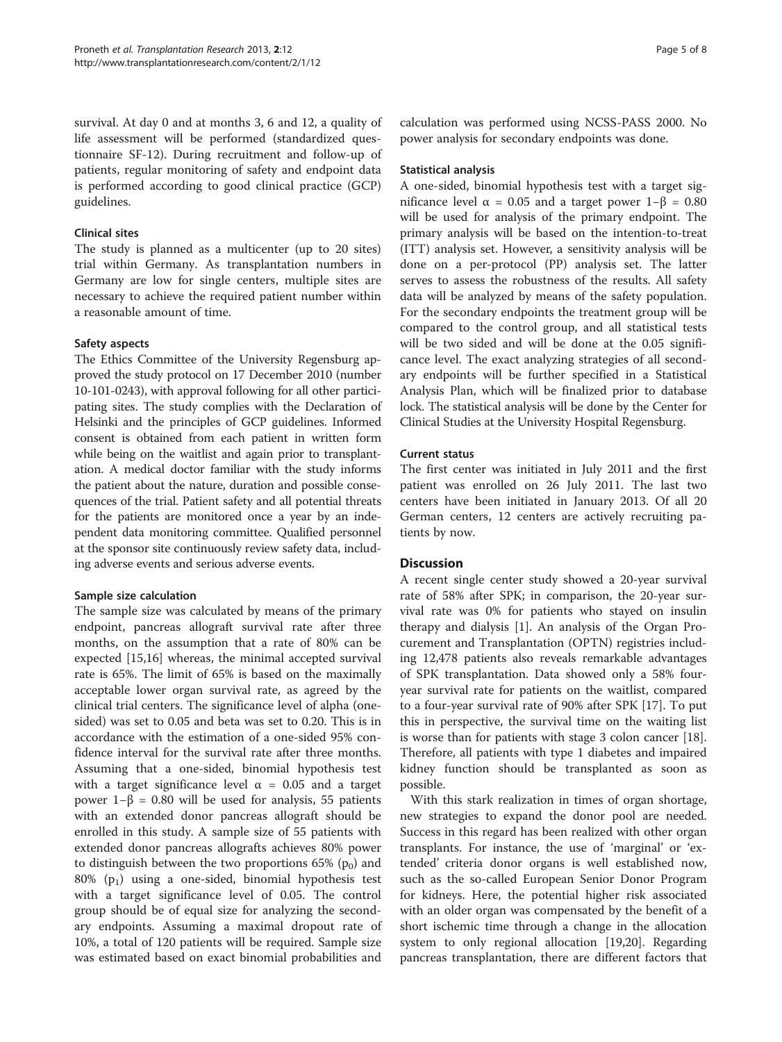survival. At day 0 and at months 3, 6 and 12, a quality of life assessment will be performed (standardized questionnaire SF-12). During recruitment and follow-up of patients, regular monitoring of safety and endpoint data is performed according to good clinical practice (GCP) guidelines.

### Clinical sites

The study is planned as a multicenter (up to 20 sites) trial within Germany. As transplantation numbers in Germany are low for single centers, multiple sites are necessary to achieve the required patient number within a reasonable amount of time.

### Safety aspects

The Ethics Committee of the University Regensburg approved the study protocol on 17 December 2010 (number 10-101-0243), with approval following for all other participating sites. The study complies with the Declaration of Helsinki and the principles of GCP guidelines. Informed consent is obtained from each patient in written form while being on the waitlist and again prior to transplantation. A medical doctor familiar with the study informs the patient about the nature, duration and possible consequences of the trial. Patient safety and all potential threats for the patients are monitored once a year by an independent data monitoring committee. Qualified personnel at the sponsor site continuously review safety data, including adverse events and serious adverse events.

### Sample size calculation

The sample size was calculated by means of the primary endpoint, pancreas allograft survival rate after three months, on the assumption that a rate of 80% can be expected [15,16] whereas, the minimal accepted survival rate is 65%. The limit of 65% is based on the maximally acceptable lower organ survival rate, as agreed by the clinical trial centers. The significance level of alpha (one-sided) was set to 0.05 and beta was set to 0.20. This is in accordance with the estimation of a one-sided 95% confidence interval for the survival rate after three months. Assuming that a one-sided, binomial hypothesis test with a target significance level $\alpha = 0.05$ and a target power $1-\beta = 0.80$ will be used for analysis, 55 patients with an extended donor pancreas allograft should be enrolled in this study. A sample size of 55 patients with extended donor pancreas allografts achieves 80% power to distinguish between the two proportions 65% ($p_0$) and 80% ($p_1$) using a one-sided, binomial hypothesis test with a target significance level of 0.05. The control group should be of equal size for analyzing the secondary endpoints. Assuming a maximal dropout rate of 10%, a total of 120 patients will be required. Sample size was estimated based on exact binomial probabilities and calculation was performed using NCSS-PASS 2000. No power analysis for secondary endpoints was done.

### Statistical analysis

A one-sided, binomial hypothesis test with a target significance level $\alpha = 0.05$ and a target power $1-\beta = 0.80$ will be used for analysis of the primary endpoint. The primary analysis will be based on the intention-to-treat (ITT) analysis set. However, a sensitivity analysis will be done on a per-protocol (PP) analysis set. The latter serves to assess the robustness of the results. All safety data will be analyzed by means of the safety population. For the secondary endpoints the treatment group will be compared to the control group, and all statistical tests will be two sided and will be done at the 0.05 significance level. The exact analyzing strategies of all secondary endpoints will be further specified in a Statistical Analysis Plan, which will be finalized prior to database lock. The statistical analysis will be done by the Center for Clinical Studies at the University Hospital Regensburg.

### Current status

The first center was initiated in July 2011 and the first patient was enrolled on 26 July 2011. The last two centers have been initiated in January 2013. Of all 20 German centers, 12 centers are actively recruiting patients by now.

## Discussion

A recent single center study showed a 20-year survival rate of 58% after SPK; in comparison, the 20-year survival rate was 0% for patients who stayed on insulin therapy and dialysis [1]. An analysis of the Organ Procurement and Transplantation (OPTN) registries including 12,478 patients also reveals remarkable advantages of SPK transplantation. Data showed only a 58% four-year survival rate for patients on the waitlist, compared to a four-year survival rate of 90% after SPK [17]. To put this in perspective, the survival time on the waiting list is worse than for patients with stage 3 colon cancer [18]. Therefore, all patients with type 1 diabetes and impaired kidney function should be transplanted as soon as possible.

With this stark realization in times of organ shortage, new strategies to expand the donor pool are needed. Success in this regard has been realized with other organ transplants. For instance, the use of 'marginal' or 'extended' criteria donor organs is well established now, such as the so-called European Senior Donor Program for kidneys. Here, the potential higher risk associated with an older organ was compensated by the benefit of a short ischemic time through a change in the allocation system to only regional allocation [19,20]. Regarding pancreas transplantation, there are different factors that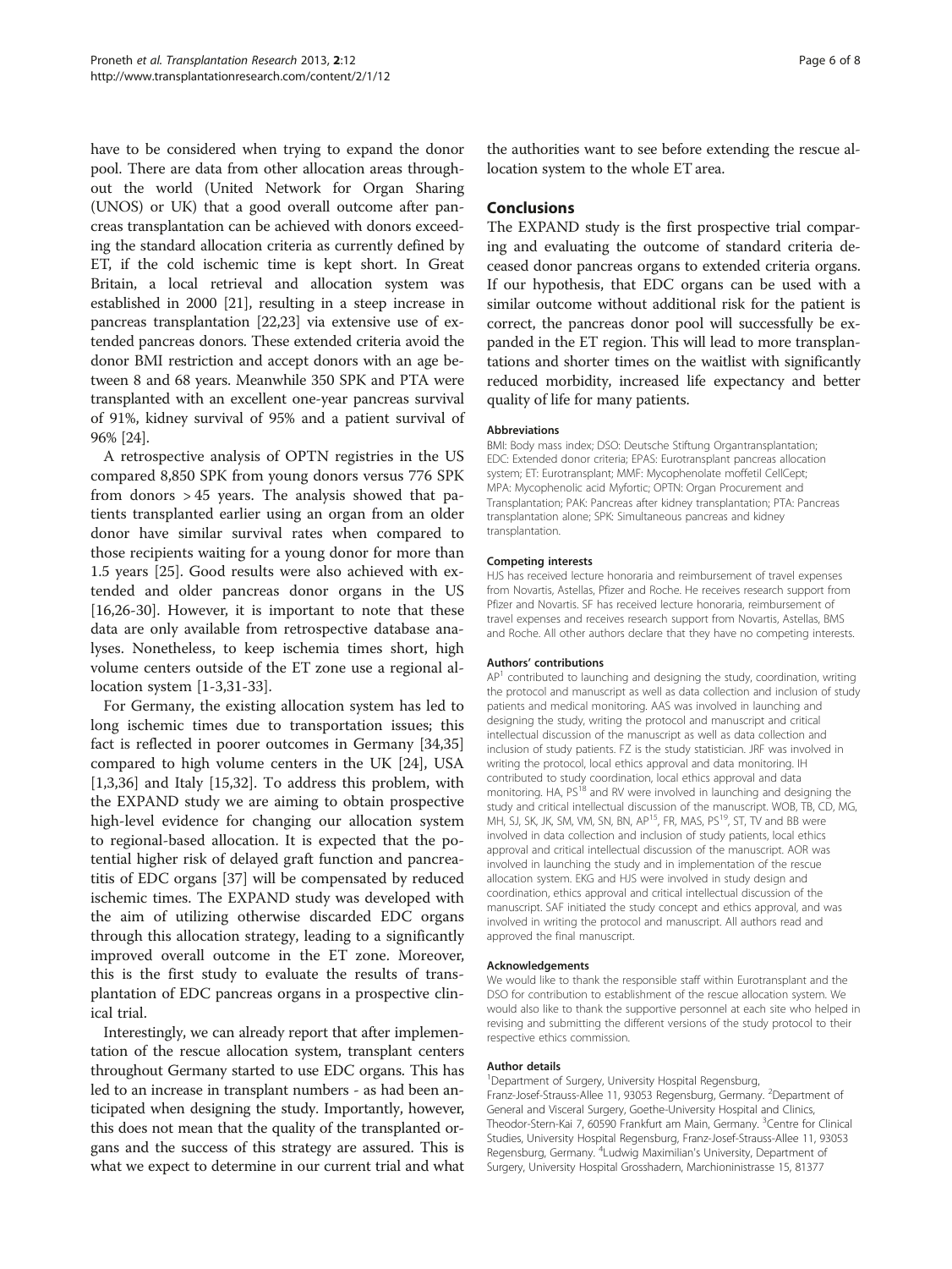have to be considered when trying to expand the donor pool. There are data from other allocation areas throughout the world (United Network for Organ Sharing (UNOS) or UK) that a good overall outcome after pancreas transplantation can be achieved with donors exceeding the standard allocation criteria as currently defined by ET, if the cold ischemic time is kept short. In Great Britain, a local retrieval and allocation system was established in 2000 [21], resulting in a steep increase in pancreas transplantation [22,23] via extensive use of extended pancreas donors. These extended criteria avoid the donor BMI restriction and accept donors with an age between 8 and 68 years. Meanwhile 350 SPK and PTA were transplanted with an excellent one-year pancreas survival of 91%, kidney survival of 95% and a patient survival of 96% [24].

A retrospective analysis of OPTN registries in the US compared 8,850 SPK from young donors versus 776 SPK from donors > 45 years. The analysis showed that patients transplanted earlier using an organ from an older donor have similar survival rates when compared to those recipients waiting for a young donor for more than 1.5 years [25]. Good results were also achieved with extended and older pancreas donor organs in the US [16,26-30]. However, it is important to note that these data are only available from retrospective database analyses. Nonetheless, to keep ischemia times short, high volume centers outside of the ET zone use a regional allocation system [1-3,31-33].

For Germany, the existing allocation system has led to long ischemic times due to transportation issues; this fact is reflected in poorer outcomes in Germany [34,35] compared to high volume centers in the UK [24], USA [1,3,36] and Italy [15,32]. To address this problem, with the EXPAND study we are aiming to obtain prospective high-level evidence for changing our allocation system to regional-based allocation. It is expected that the potential higher risk of delayed graft function and pancreatitis of EDC organs [37] will be compensated by reduced ischemic times. The EXPAND study was developed with the aim of utilizing otherwise discarded EDC organs through this allocation strategy, leading to a significantly improved overall outcome in the ET zone. Moreover, this is the first study to evaluate the results of transplantation of EDC pancreas organs in a prospective clinical trial.

Interestingly, we can already report that after implementation of the rescue allocation system, transplant centers throughout Germany started to use EDC organs. This has led to an increase in transplant numbers - as had been anticipated when designing the study. Importantly, however, this does not mean that the quality of the transplanted organs and the success of this strategy are assured. This is what we expect to determine in our current trial and what the authorities want to see before extending the rescue allocation system to the whole ET area.

## Conclusions

The EXPAND study is the first prospective trial comparing and evaluating the outcome of standard criteria deceased donor pancreas organs to extended criteria organs. If our hypothesis, that EDC organs can be used with a similar outcome without additional risk for the patient is correct, the pancreas donor pool will successfully be expanded in the ET region. This will lead to more transplantations and shorter times on the waitlist with significantly reduced morbidity, increased life expectancy and better quality of life for many patients.

#### Abbreviations

BMI: Body mass index; DSO: Deutsche Stiftung Organtransplantation; EDC: Extended donor criteria; EPAS: Eurotransplant pancreas allocation system; ET: Eurotransplant; MMF: Mycophenolate moffetil CellCept; MPA: Mycophenolic acid Myfortic; OPTN: Organ Procurement and Transplantation; PAK: Pancreas after kidney transplantation; PTA: Pancreas transplantation alone; SPK: Simultaneous pancreas and kidney transplantation.

#### Competing interests

HJS has received lecture honoraria and reimbursement of travel expenses from Novartis, Astellas, Pfizer and Roche. He receives research support from Pfizer and Novartis. SF has received lecture honoraria, reimbursement of travel expenses and receives research support from Novartis, Astellas, BMS and Roche. All other authors declare that they have no competing interests.

#### Authors' contributions

AP[1] contributed to launching and designing the study, coordination, writing the protocol and manuscript as well as data collection and inclusion of study patients and medical monitoring. AAS was involved in launching and designing the study, writing the protocol and manuscript and critical intellectual discussion of the manuscript as well as data collection and inclusion of study patients. FZ is the study statistician. JRF was involved in writing the protocol, local ethics approval and data monitoring. IH contributed to study coordination, local ethics approval and data monitoring. HA, PS[18] and RV were involved in launching and designing the study and critical intellectual discussion of the manuscript. WOB, TB, CD, MG, MH, SJ, SK, JK, SM, VM, SN, BN, AP[15], FR, MAS, PS[19], ST, TV and BB were involved in data collection and inclusion of study patients, local ethics approval and critical intellectual discussion of the manuscript. AOR was involved in launching the study and in implementation of the rescue allocation system. EKG and HJS were involved in study design and coordination, ethics approval and critical intellectual discussion of the manuscript. SAF initiated the study concept and ethics approval, and was involved in writing the protocol and manuscript. All authors read and approved the final manuscript.

#### Acknowledgements

We would like to thank the responsible staff within Eurotransplant and the DSO for contribution to establishment of the rescue allocation system. We would also like to thank the supportive personnel at each site who helped in revising and submitting the different versions of the study protocol to their respective ethics commission.

#### Author details

[1]Department of Surgery, University Hospital Regensburg, Franz-Josef-Strauss-Allee 11, 93053 Regensburg, Germany. [2]Department of General and Visceral Surgery, Goethe-University Hospital and Clinics, Theodor-Stern-Kai 7, 60590 Frankfurt am Main, Germany. [3]Centre for Clinical Studies, University Hospital Regensburg, Franz-Josef-Strauss-Allee 11, 93053 Regensburg, Germany. [4]Ludwig Maximilian's University, Department of Surgery, University Hospital Grosshadern, Marchioninistrasse 15, 81377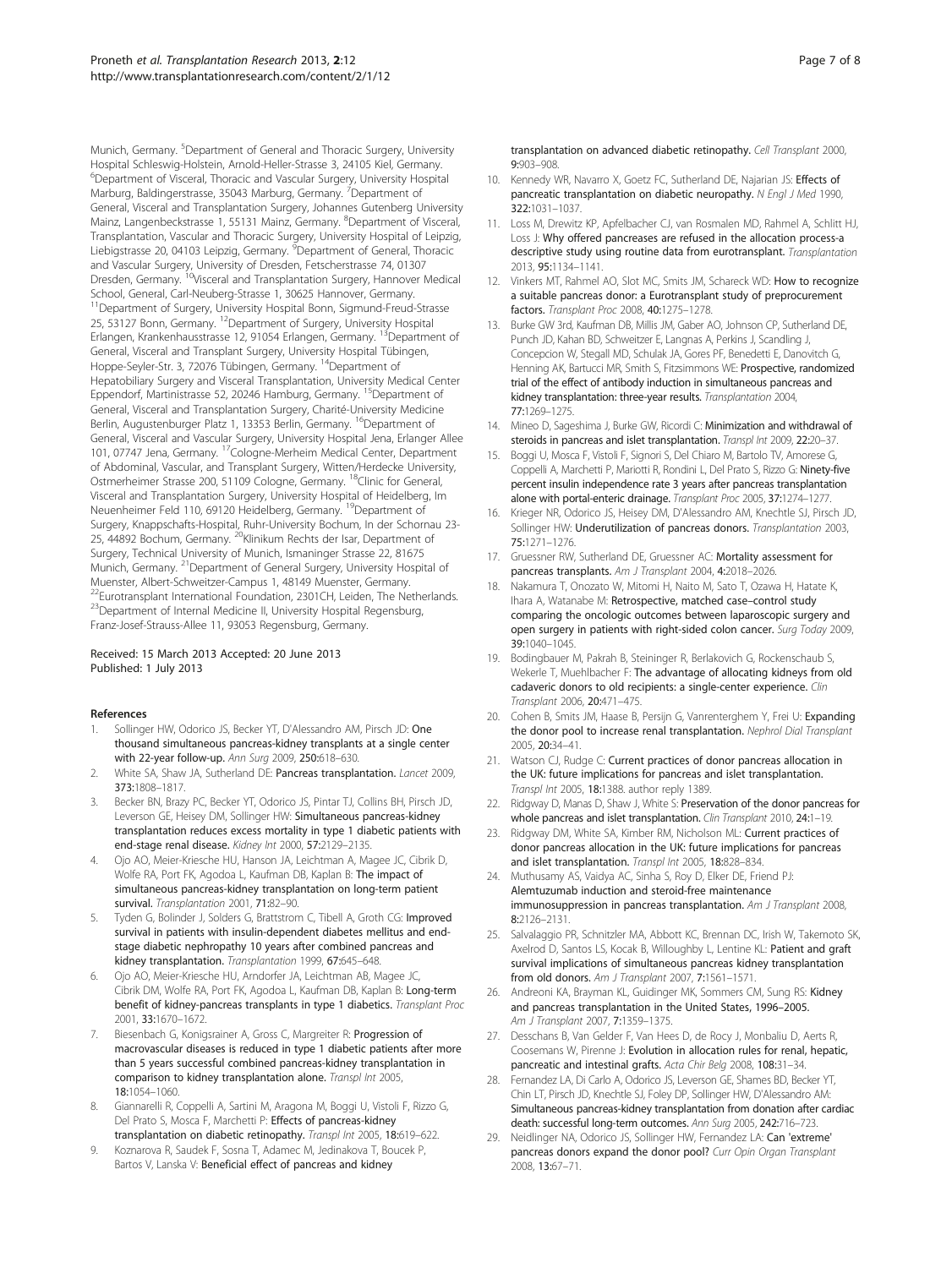Munich, Germany. [5]Department of General and Thoracic Surgery, University Hospital Schleswig-Holstein, Arnold-Heller-Strasse 3, 24105 Kiel, Germany. [6]Department of Visceral, Thoracic and Vascular Surgery, University Hospital Marburg, Baldingerstrasse, 35043 Marburg, Germany. [7]Department of General, Visceral and Transplantation Surgery, Johannes Gutenberg University Mainz, Langenbeckstrasse 1, 55131 Mainz, Germany. [8]Department of Visceral, Transplantation, Vascular and Thoracic Surgery, University Hospital of Leipzig, Liebigstrasse 20, 04103 Leipzig, Germany. [9]Department of General, Thoracic and Vascular Surgery, University of Dresden, Fetscherstrasse 74, 01307 Dresden, Germany. [10]Visceral and Transplantation Surgery, Hannover Medical School, General, Carl-Neuberg-Strasse 1, 30625 Hannover, Germany. [11]Department of Surgery, University Hospital Bonn, Sigmund-Freud-Strasse 25, 53127 Bonn, Germany. [12]Department of Surgery, University Hospital Erlangen, Krankenhausstrasse 12, 91054 Erlangen, Germany. [13]Department of General, Visceral and Transplant Surgery, University Hospital Tübingen, Hoppe-Seyler-Str. 3, 72076 Tübingen, Germany. [14]Department of Hepatobiliary Surgery and Visceral Transplantation, University Medical Center Eppendorf, Martinistrasse 52, 20246 Hamburg, Germany. [15]Department of General, Visceral and Transplantation Surgery, Charité-University Medicine Berlin, Augustenburger Platz 1, 13353 Berlin, Germany. [16]Department of General, Visceral and Vascular Surgery, University Hospital Jena, Erlanger Allee 101, 07747 Jena, Germany. [17]Cologne-Merheim Medical Center, Department of Abdominal, Vascular, and Transplant Surgery, Witten/Herdecke University, Ostmerheimer Strasse 200, 51109 Cologne, Germany. [18]Clinic for General, Visceral and Transplantation Surgery, University Hospital of Heidelberg, Im Neuenheimer Feld 110, 69120 Heidelberg, Germany. [19]Department of Surgery, Knappschafts-Hospital, Ruhr-University Bochum, In der Schornau 23-25, 44892 Bochum, Germany. [20]Klinikum Rechts der Isar, Department of Surgery, Technical University of Munich, Ismaninger Strasse 22, 81675 Munich, Germany. [21]Department of General Surgery, University Hospital of Muenster, Albert-Schweitzer-Campus 1, 48149 Muenster, Germany. [22]Eurotransplant International Foundation, 2301CH, Leiden, The Netherlands. [23]Department of Internal Medicine II, University Hospital Regensburg, Franz-Josef-Strauss-Allee 11, 93053 Regensburg, Germany.

Received: 15 March 2013 Accepted: 20 June 2013
Published: 1 July 2013

## References

1. Sollinger HW, Odorico JS, Becker YT, D'Alessandro AM, Pirsch JD: **One thousand simultaneous pancreas-kidney transplants at a single center with 22-year follow-up.** *Ann Surg* 2009, **250:**618–630.
2. White SA, Shaw JA, Sutherland DE: **Pancreas transplantation.** *Lancet* 2009, **373:**1808–1817.
3. Becker BN, Brazy PC, Becker YT, Odorico JS, Pintar TJ, Collins BH, Pirsch JD, Leverson GE, Heisey DM, Sollinger HW: **Simultaneous pancreas-kidney transplantation reduces excess mortality in type 1 diabetic patients with end-stage renal disease.** *Kidney Int* 2000, **57:**2129–2135.
4. Ojo AO, Meier-Kriesche HU, Hanson JA, Leichtman A, Magee JC, Cibrik D, Wolfe RA, Port FK, Agodoa L, Kaufman DB, Kaplan B: **The impact of simultaneous pancreas-kidney transplantation on long-term patient survival.** *Transplantation* 2001, **71:**82–90.
5. Tyden G, Bolinder J, Solders G, Brattstrom C, Tibell A, Groth CG: **Improved survival in patients with insulin-dependent diabetes mellitus and end-stage diabetic nephropathy 10 years after combined pancreas and kidney transplantation.** *Transplantation* 1999, **67:**645–648.
6. Ojo AO, Meier-Kriesche HU, Arndorfer JA, Leichtman AB, Magee JC, Cibrik DM, Wolfe RA, Port FK, Agodoa L, Kaufman DB, Kaplan B: **Long-term benefit of kidney-pancreas transplants in type 1 diabetics.** *Transplant Proc* 2001, **33:**1670–1672.
7. Biesenbach G, Konigsrainer A, Gross C, Margreiter R: **Progression of macrovascular diseases is reduced in type 1 diabetic patients after more than 5 years successful combined pancreas-kidney transplantation in comparison to kidney transplantation alone.** *Transpl Int* 2005, **18:**1054–1060.
8. Giannarelli R, Coppelli A, Sartini M, Aragona M, Boggi U, Vistoli F, Rizzo G, Del Prato S, Mosca F, Marchetti P: **Effects of pancreas-kidney transplantation on diabetic retinopathy.** *Transpl Int* 2005, **18:**619–622.
9. Koznarova R, Saudek F, Sosna T, Adamec M, Jedinakova T, Boucek P, Bartos V, Lanska V: **Beneficial effect of pancreas and kidney transplantation on advanced diabetic retinopathy.** *Cell Transplant* 2000, **9:**903–908.
10. Kennedy WR, Navarro X, Goetz FC, Sutherland DE, Najarian JS: **Effects of pancreatic transplantation on diabetic neuropathy.** *N Engl J Med* 1990, **322:**1031–1037.
11. Loss M, Drewitz KP, Apfelbacher CJ, van Rosmalen MD, Rahmel A, Schlitt HJ, Loss J: **Why offered pancreases are refused in the allocation process-a descriptive study using routine data from eurotransplant.** *Transplantation* 2013, **95:**1134–1141.
12. Vinkers MT, Rahmel AO, Slot MC, Smits JM, Schareck WD: **How to recognize a suitable pancreas donor: a Eurotransplant study of preprocurement factors.** *Transplant Proc* 2008, **40:**1275–1278.
13. Burke GW 3rd, Kaufman DB, Millis JM, Gaber AO, Johnson CP, Sutherland DE, Punch JD, Kahan BD, Schweitzer E, Langnas A, Perkins J, Scandling J, Concepcion W, Stegall MD, Schulak JA, Gores PF, Benedetti E, Danovitch G, Henning AK, Bartucci MR, Smith S, Fitzsimmons WE: **Prospective, randomized trial of the effect of antibody induction in simultaneous pancreas and kidney transplantation: three-year results.** *Transplantation* 2004, **77:**1269–1275.
14. Mineo D, Sageshima J, Burke GW, Ricordi C: **Minimization and withdrawal of steroids in pancreas and islet transplantation.** *Transpl Int* 2009, **22:**20–37.
15. Boggi U, Mosca F, Vistoli F, Signori S, Del Chiaro M, Bartolo TV, Amorese G, Coppelli A, Marchetti P, Mariotti R, Rondini L, Del Prato S, Rizzo G: **Ninety-five percent insulin independence rate 3 years after pancreas transplantation alone with portal-enteric drainage.** *Transplant Proc* 2005, **37:**1274–1277.
16. Krieger NR, Odorico JS, Heisey DM, D'Alessandro AM, Knechtle SJ, Pirsch JD, Sollinger HW: **Underutilization of pancreas donors.** *Transplantation* 2003, **75:**1271–1276.
17. Gruessner RW, Sutherland DE, Gruessner AC: **Mortality assessment for pancreas transplants.** *Am J Transplant* 2004, **4:**2018–2026.
18. Nakamura T, Onozato W, Mitomi H, Naito M, Sato T, Ozawa H, Hatate K, Ihara A, Watanabe M: **Retrospective, matched case–control study comparing the oncologic outcomes between laparoscopic surgery and open surgery in patients with right-sided colon cancer.** *Surg Today* 2009, **39:**1040–1045.
19. Bodingbauer M, Pakrah B, Steininger R, Berlakovich G, Rockenschaub S, Wekerle T, Muehlbacher F: **The advantage of allocating kidneys from old cadaveric donors to old recipients: a single-center experience.** *Clin Transplant* 2006, **20:**471–475.
20. Cohen B, Smits JM, Haase B, Persijn G, Vanrenterghem Y, Frei U: **Expanding the donor pool to increase renal transplantation.** *Nephrol Dial Transplant* 2005, **20:**34–41.
21. Watson CJ, Rudge C: **Current practices of donor pancreas allocation in the UK: future implications for pancreas and islet transplantation.** *Transpl Int* 2005, **18:**1388. author reply 1389.
22. Ridgway D, Manas D, Shaw J, White S: **Preservation of the donor pancreas for whole pancreas and islet transplantation.** *Clin Transplant* 2010, **24:**1–19.
23. Ridgway DM, White SA, Kimber RM, Nicholson ML: **Current practices of donor pancreas allocation in the UK: future implications for pancreas and islet transplantation.** *Transpl Int* 2005, **18:**828–834.
24. Muthusamy AS, Vaidya AC, Sinha S, Roy D, Elker DE, Friend PJ: **Alemtuzumab induction and steroid-free maintenance immunosuppression in pancreas transplantation.** *Am J Transplant* 2008, **8:**2126–2131.
25. Salvalaggio PR, Schnitzler MA, Abbott KC, Brennan DC, Irish W, Takemoto SK, Axelrod D, Santos LS, Kocak B, Willoughby L, Lentine KL: **Patient and graft survival implications of simultaneous pancreas kidney transplantation from old donors.** *Am J Transplant* 2007, **7:**1561–1571.
26. Andreoni KA, Brayman KL, Guidinger MK, Sommers CM, Sung RS: **Kidney and pancreas transplantation in the United States, 1996–2005.** *Am J Transplant* 2007, **7:**1359–1375.
27. Desschans B, Van Gelder F, Van Hees D, de Rocy J, Monbaliu D, Aerts R, Coosemans W, Pirenne J: **Evolution in allocation rules for renal, hepatic, pancreatic and intestinal grafts.** *Acta Chir Belg* 2008, **108:**31–34.
28. Fernandez LA, Di Carlo A, Odorico JS, Leverson GE, Shames BD, Becker YT, Chin LT, Pirsch JD, Knechtle SJ, Foley DP, Sollinger HW, D'Alessandro AM: **Simultaneous pancreas-kidney transplantation from donation after cardiac death: successful long-term outcomes.** *Ann Surg* 2005, **242:**716–723.
29. Neidlinger NA, Odorico JS, Sollinger HW, Fernandez LA: **Can 'extreme' pancreas donors expand the donor pool?** *Curr Opin Organ Transplant* 2008, **13:**67–71.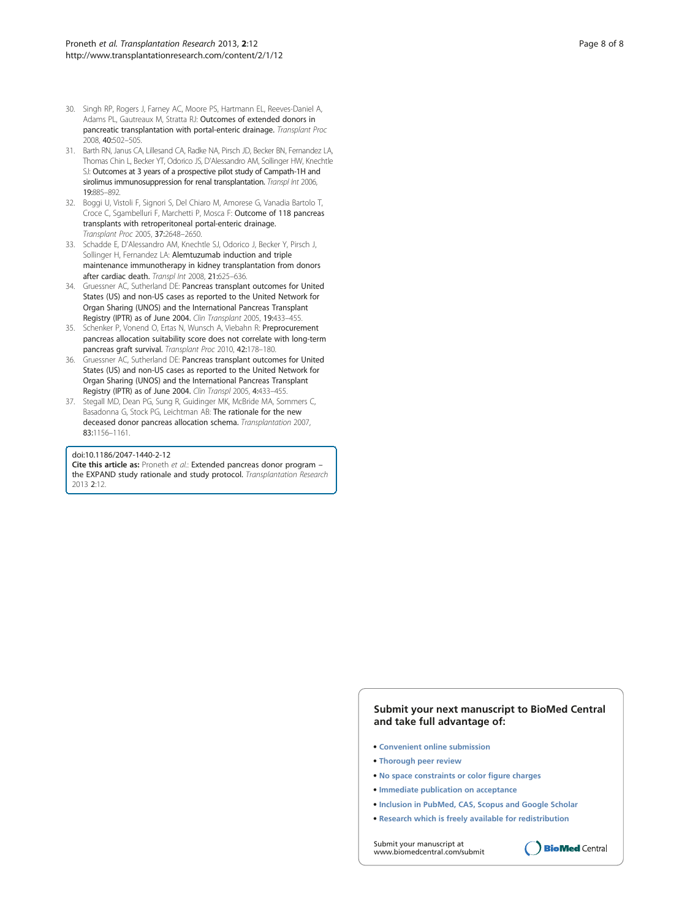30. Singh RP, Rogers J, Farney AC, Moore PS, Hartmann EL, Reeves-Daniel A, Adams PL, Gautreaux M, Stratta RJ: **Outcomes of extended donors in pancreatic transplantation with portal-enteric drainage.** *Transplant Proc* 2008, **40:**502–505.
31. Barth RN, Janus CA, Lillesand CA, Radke NA, Pirsch JD, Becker BN, Fernandez LA, Thomas Chin L, Becker YT, Odorico JS, D'Alessandro AM, Sollinger HW, Knechtle SJ: **Outcomes at 3 years of a prospective pilot study of Campath-1H and sirolimus immunosuppression for renal transplantation.** *Transpl Int* 2006, **19:**885–892.
32. Boggi U, Vistoli F, Signori S, Del Chiaro M, Amorese G, Vanadia Bartolo T, Croce C, Sgambelluri F, Marchetti P, Mosca F: **Outcome of 118 pancreas transplants with retroperitoneal portal-enteric drainage.** *Transplant Proc* 2005, **37:**2648–2650.
33. Schadde E, D'Alessandro AM, Knechtle SJ, Odorico J, Becker Y, Pirsch J, Sollinger H, Fernandez LA: **Alemtuzumab induction and triple maintenance immunotherapy in kidney transplantation from donors after cardiac death.** *Transpl Int* 2008, **21:**625–636.
34. Gruessner AC, Sutherland DE: **Pancreas transplant outcomes for United States (US) and non-US cases as reported to the United Network for Organ Sharing (UNOS) and the International Pancreas Transplant Registry (IPTR) as of June 2004.** *Clin Transplant* 2005, **19:**433–455.
35. Schenker P, Vonend O, Ertas N, Wunsch A, Viebahn R: **Preprocurement pancreas allocation suitability score does not correlate with long-term pancreas graft survival.** *Transplant Proc* 2010, **42:**178–180.
36. Gruessner AC, Sutherland DE: **Pancreas transplant outcomes for United States (US) and non-US cases as reported to the United Network for Organ Sharing (UNOS) and the International Pancreas Transplant Registry (IPTR) as of June 2004.** *Clin Transpl* 2005, **4:**433–455.
37. Stegall MD, Dean PG, Sung R, Guidinger MK, McBride MA, Sommers C, Basadonna G, Stock PG, Leichtman AB: **The rationale for the new deceased donor pancreas allocation schema.** *Transplantation* 2007, **83:**1156–1161.

doi:10.1186/2047-1440-2-12
**Cite this article as:** Proneth *et al.*: Extended pancreas donor program – the EXPAND study rationale and study protocol. *Transplantation Research* 2013 **2**:12.

**Submit your next manuscript to BioMed Central and take full advantage of:**

- **Convenient online submission**
- **Thorough peer review**
- **No space constraints or color figure charges**
- **Immediate publication on acceptance**
- **Inclusion in PubMed, CAS, Scopus and Google Scholar**
- **Research which is freely available for redistribution**

Submit your manuscript at
www.biomedcentral.com/submit

BioMed Central